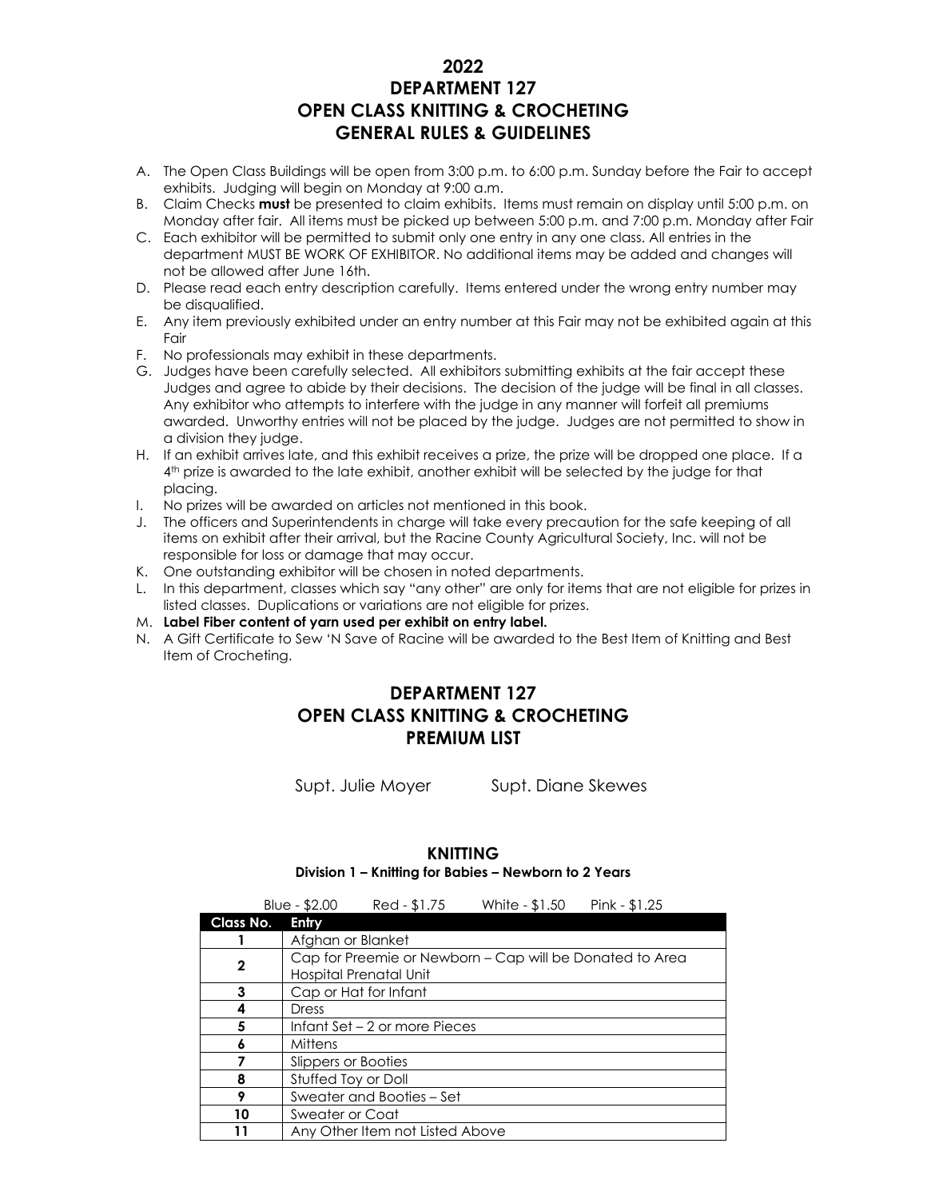# 2022
# DEPARTMENT 127
# OPEN CLASS KNITTING & CROCHETING
# GENERAL RULES & GUIDELINES

A. The Open Class Buildings will be open from 3:00 p.m. to 6:00 p.m. Sunday before the Fair to accept exhibits. Judging will begin on Monday at 9:00 a.m.

B. Claim Checks **must** be presented to claim exhibits. Items must remain on display until 5:00 p.m. on Monday after fair. All items must be picked up between 5:00 p.m. and 7:00 p.m. Monday after Fair

C. Each exhibitor will be permitted to submit only one entry in any one class. All entries in the department MUST BE WORK OF EXHIBITOR. No additional items may be added and changes will not be allowed after June 16th.

D. Please read each entry description carefully. Items entered under the wrong entry number may be disqualified.

E. Any item previously exhibited under an entry number at this Fair may not be exhibited again at this Fair

F. No professionals may exhibit in these departments.

G. Judges have been carefully selected. All exhibitors submitting exhibits at the fair accept these Judges and agree to abide by their decisions. The decision of the judge will be final in all classes. Any exhibitor who attempts to interfere with the judge in any manner will forfeit all premiums awarded. Unworthy entries will not be placed by the judge. Judges are not permitted to show in a division they judge.

H. If an exhibit arrives late, and this exhibit receives a prize, the prize will be dropped one place. If a 4th prize is awarded to the late exhibit, another exhibit will be selected by the judge for that placing.

I. No prizes will be awarded on articles not mentioned in this book.

J. The officers and Superintendents in charge will take every precaution for the safe keeping of all items on exhibit after their arrival, but the Racine County Agricultural Society, Inc. will not be responsible for loss or damage that may occur.

K. One outstanding exhibitor will be chosen in noted departments.

L. In this department, classes which say "any other" are only for items that are not eligible for prizes in listed classes. Duplications or variations are not eligible for prizes.

M. **Label Fiber content of yarn used per exhibit on entry label.**

N. A Gift Certificate to Sew 'N Save of Racine will be awarded to the Best Item of Knitting and Best Item of Crocheting.

# DEPARTMENT 127
# OPEN CLASS KNITTING & CROCHETING
# PREMIUM LIST

Supt. Julie Moyer Supt. Diane Skewes

## KNITTING

### Division 1 – Knitting for Babies – Newborn to 2 Years

Blue - $2.00 Red - $1.75 White - $1.50 Pink - $1.25

| Class No. | Entry |
|---|---|
| 1 | Afghan or Blanket |
| 2 | Cap for Preemie or Newborn – Cap will be Donated to Area Hospital Prenatal Unit |
| 3 | Cap or Hat for Infant |
| 4 | Dress |
| 5 | Infant Set – 2 or more Pieces |
| 6 | Mittens |
| 7 | Slippers or Booties |
| 8 | Stuffed Toy or Doll |
| 9 | Sweater and Booties – Set |
| 10 | Sweater or Coat |
| 11 | Any Other Item not Listed Above |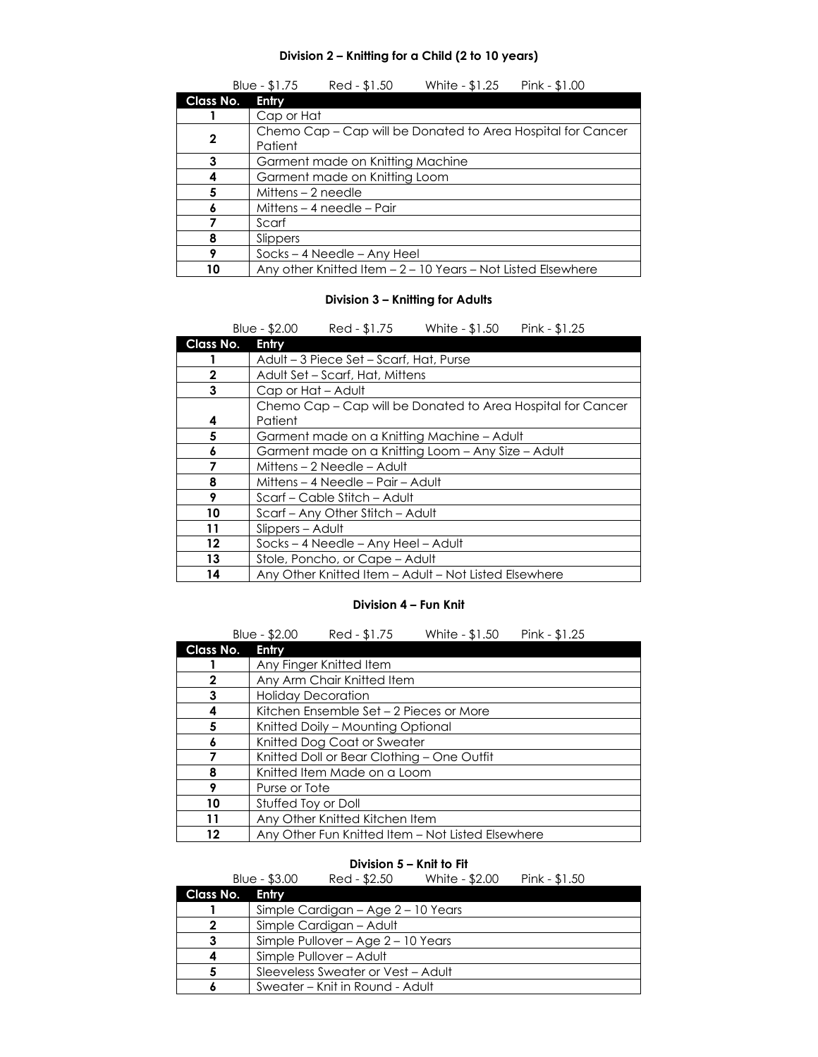### Division 2 – Knitting for a Child (2 to 10 years)

Blue - $1.75 Red - $1.50 White - $1.25 Pink - $1.00

| Class No. | Entry |
|---|---|
| 1 | Cap or Hat |
| 2 | Chemo Cap – Cap will be Donated to Area Hospital for Cancer Patient |
| 3 | Garment made on Knitting Machine |
| 4 | Garment made on Knitting Loom |
| 5 | Mittens – 2 needle |
| 6 | Mittens – 4 needle – Pair |
| 7 | Scarf |
| 8 | Slippers |
| 9 | Socks – 4 Needle – Any Heel |
| 10 | Any other Knitted Item – 2 – 10 Years – Not Listed Elsewhere |

### Division 3 – Knitting for Adults

Blue - $2.00 Red - $1.75 White - $1.50 Pink - $1.25

| Class No. | Entry |
|---|---|
| 1 | Adult – 3 Piece Set – Scarf, Hat, Purse |
| 2 | Adult Set – Scarf, Hat, Mittens |
| 3 | Cap or Hat – Adult |
| 4 | Chemo Cap – Cap will be Donated to Area Hospital for Cancer Patient |
| 5 | Garment made on a Knitting Machine – Adult |
| 6 | Garment made on a Knitting Loom – Any Size – Adult |
| 7 | Mittens – 2 Needle – Adult |
| 8 | Mittens – 4 Needle – Pair – Adult |
| 9 | Scarf – Cable Stitch – Adult |
| 10 | Scarf – Any Other Stitch – Adult |
| 11 | Slippers – Adult |
| 12 | Socks – 4 Needle – Any Heel – Adult |
| 13 | Stole, Poncho, or Cape – Adult |
| 14 | Any Other Knitted Item – Adult – Not Listed Elsewhere |

### Division 4 – Fun Knit

Blue - $2.00 Red - $1.75 White - $1.50 Pink - $1.25

| Class No. | Entry |
|---|---|
| 1 | Any Finger Knitted Item |
| 2 | Any Arm Chair Knitted Item |
| 3 | Holiday Decoration |
| 4 | Kitchen Ensemble Set – 2 Pieces or More |
| 5 | Knitted Doily – Mounting Optional |
| 6 | Knitted Dog Coat or Sweater |
| 7 | Knitted Doll or Bear Clothing – One Outfit |
| 8 | Knitted Item Made on a Loom |
| 9 | Purse or Tote |
| 10 | Stuffed Toy or Doll |
| 11 | Any Other Knitted Kitchen Item |
| 12 | Any Other Fun Knitted Item – Not Listed Elsewhere |

### Division 5 – Knit to Fit

Blue - $3.00 Red - $2.50 White - $2.00 Pink - $1.50

| Class No. | Entry |
|---|---|
| 1 | Simple Cardigan – Age 2 – 10 Years |
| 2 | Simple Cardigan – Adult |
| 3 | Simple Pullover – Age 2 – 10 Years |
| 4 | Simple Pullover – Adult |
| 5 | Sleeveless Sweater or Vest – Adult |
| 6 | Sweater – Knit in Round - Adult |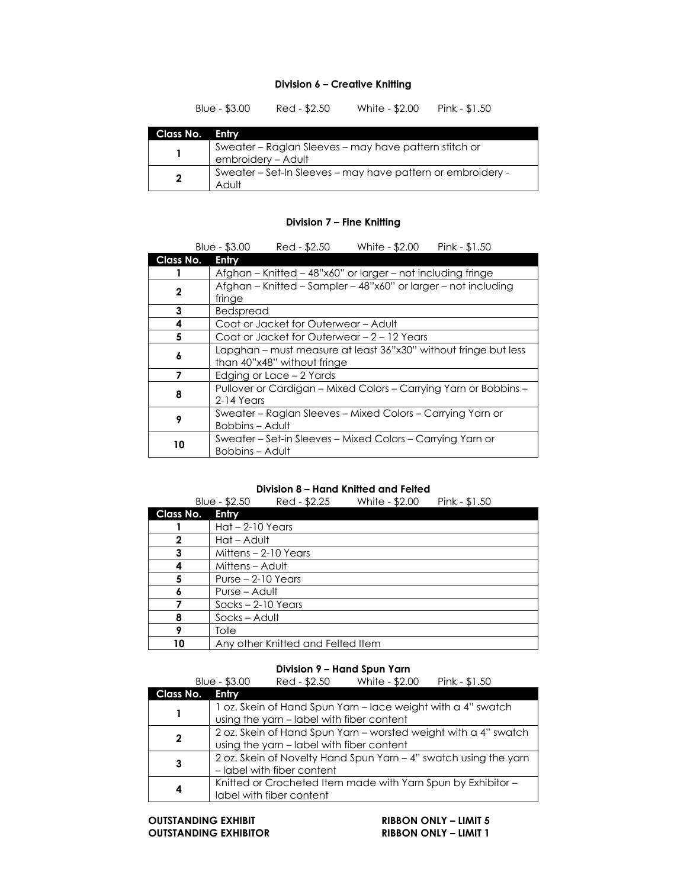### Division 6 – Creative Knitting

Blue - $3.00 Red - $2.50 White - $2.00 Pink - $1.50

| Class No. | Entry |
|---|---|
| 1 | Sweater – Raglan Sleeves – may have pattern stitch or embroidery – Adult |
| 2 | Sweater – Set-In Sleeves – may have pattern or embroidery - Adult |

### Division 7 – Fine Knitting

Blue - $3.00 Red - $2.50 White - $2.00 Pink - $1.50

| Class No. | Entry |
|---|---|
| 1 | Afghan – Knitted – 48"x60" or larger – not including fringe |
| 2 | Afghan – Knitted – Sampler – 48"x60" or larger – not including fringe |
| 3 | Bedspread |
| 4 | Coat or Jacket for Outerwear – Adult |
| 5 | Coat or Jacket for Outerwear – 2 – 12 Years |
| 6 | Lapghan – must measure at least 36"x30" without fringe but less than 40"x48" without fringe |
| 7 | Edging or Lace – 2 Yards |
| 8 | Pullover or Cardigan – Mixed Colors – Carrying Yarn or Bobbins – 2-14 Years |
| 9 | Sweater – Raglan Sleeves – Mixed Colors – Carrying Yarn or Bobbins – Adult |
| 10 | Sweater – Set-in Sleeves – Mixed Colors – Carrying Yarn or Bobbins – Adult |

### Division 8 – Hand Knitted and Felted

Blue - $2.50 Red - $2.25 White - $2.00 Pink - $1.50

| Class No. | Entry |
|---|---|
| 1 | Hat – 2-10 Years |
| 2 | Hat – Adult |
| 3 | Mittens – 2-10 Years |
| 4 | Mittens – Adult |
| 5 | Purse – 2-10 Years |
| 6 | Purse – Adult |
| 7 | Socks – 2-10 Years |
| 8 | Socks – Adult |
| 9 | Tote |
| 10 | Any other Knitted and Felted Item |

### Division 9 – Hand Spun Yarn

Blue - $3.00 Red - $2.50 White - $2.00 Pink - $1.50

| Class No. | Entry |
|---|---|
| 1 | 1 oz. Skein of Hand Spun Yarn – lace weight with a 4" swatch using the yarn – label with fiber content |
| 2 | 2 oz. Skein of Hand Spun Yarn – worsted weight with a 4" swatch using the yarn – label with fiber content |
| 3 | 2 oz. Skein of Novelty Hand Spun Yarn – 4" swatch using the yarn – label with fiber content |
| 4 | Knitted or Crocheted Item made with Yarn Spun by Exhibitor – label with fiber content |

**OUTSTANDING EXHIBIT** **RIBBON ONLY – LIMIT 5**
**OUTSTANDING EXHIBITOR** **RIBBON ONLY – LIMIT 1**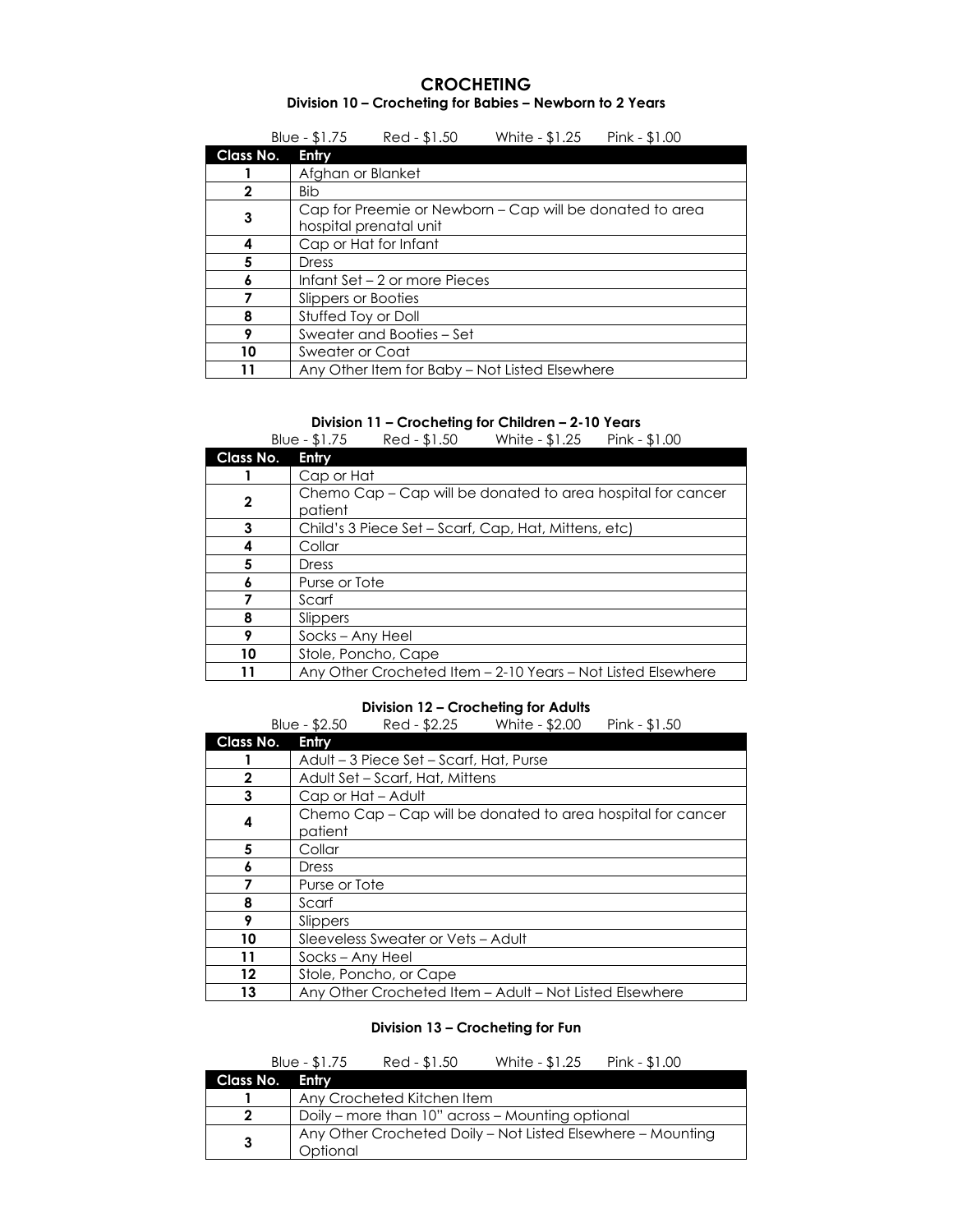# CROCHETING

## Division 10 – Crocheting for Babies – Newborn to 2 Years

Blue - $1.75 Red - $1.50 White - $1.25 Pink - $1.00

| Class No. | Entry |
|---|---|
| 1 | Afghan or Blanket |
| 2 | Bib |
| 3 | Cap for Preemie or Newborn – Cap will be donated to area hospital prenatal unit |
| 4 | Cap or Hat for Infant |
| 5 | Dress |
| 6 | Infant Set – 2 or more Pieces |
| 7 | Slippers or Booties |
| 8 | Stuffed Toy or Doll |
| 9 | Sweater and Booties – Set |
| 10 | Sweater or Coat |
| 11 | Any Other Item for Baby – Not Listed Elsewhere |

## Division 11 – Crocheting for Children – 2-10 Years

Blue - $1.75 Red - $1.50 White - $1.25 Pink - $1.00

| Class No. | Entry |
|---|---|
| 1 | Cap or Hat |
| 2 | Chemo Cap – Cap will be donated to area hospital for cancer patient |
| 3 | Child's 3 Piece Set – Scarf, Cap, Hat, Mittens, etc) |
| 4 | Collar |
| 5 | Dress |
| 6 | Purse or Tote |
| 7 | Scarf |
| 8 | Slippers |
| 9 | Socks – Any Heel |
| 10 | Stole, Poncho, Cape |
| 11 | Any Other Crocheted Item – 2-10 Years – Not Listed Elsewhere |

## Division 12 – Crocheting for Adults

Blue - $2.50 Red - $2.25 White - $2.00 Pink - $1.50

| Class No. | Entry |
|---|---|
| 1 | Adult – 3 Piece Set – Scarf, Hat, Purse |
| 2 | Adult Set – Scarf, Hat, Mittens |
| 3 | Cap or Hat – Adult |
| 4 | Chemo Cap – Cap will be donated to area hospital for cancer patient |
| 5 | Collar |
| 6 | Dress |
| 7 | Purse or Tote |
| 8 | Scarf |
| 9 | Slippers |
| 10 | Sleeveless Sweater or Vets – Adult |
| 11 | Socks – Any Heel |
| 12 | Stole, Poncho, or Cape |
| 13 | Any Other Crocheted Item – Adult – Not Listed Elsewhere |

## Division 13 – Crocheting for Fun

Blue - $1.75 Red - $1.50 White - $1.25 Pink - $1.00

| Class No. | Entry |
|---|---|
| 1 | Any Crocheted Kitchen Item |
| 2 | Doily – more than 10" across – Mounting optional |
| 3 | Any Other Crocheted Doily – Not Listed Elsewhere – Mounting Optional |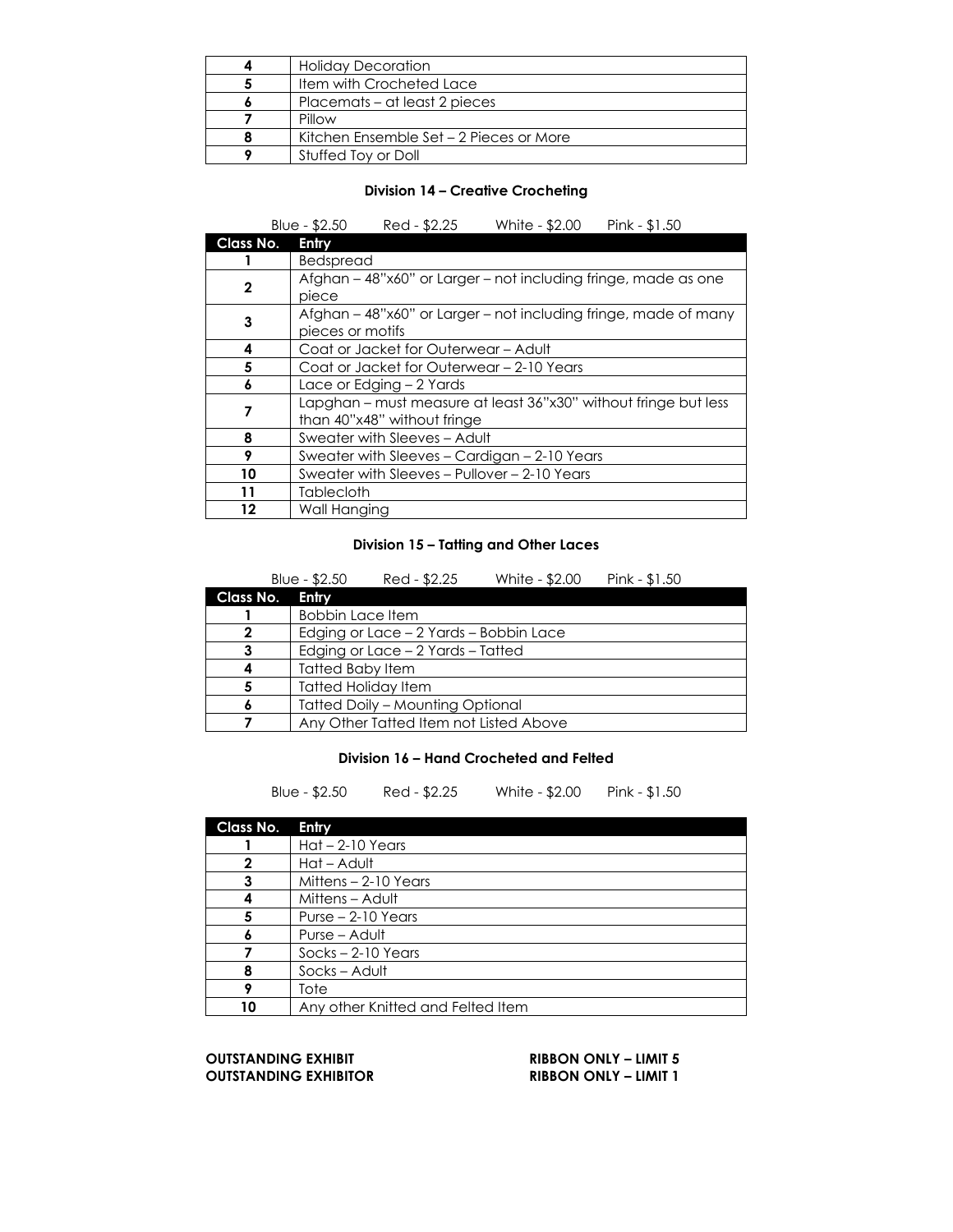| | |
|---|---|
| **4** | Holiday Decoration |
| **5** | Item with Crocheted Lace |
| **6** | Placemats – at least 2 pieces |
| **7** | Pillow |
| **8** | Kitchen Ensemble Set – 2 Pieces or More |
| **9** | Stuffed Toy or Doll |

### Division 14 – Creative Crocheting

Blue - $2.50 Red - $2.25 White - $2.00 Pink - $1.50

| Class No. | Entry |
|---|---|
| **1** | Bedspread |
| **2** | Afghan – 48"x60" or Larger – not including fringe, made as one piece |
| **3** | Afghan – 48"x60" or Larger – not including fringe, made of many pieces or motifs |
| **4** | Coat or Jacket for Outerwear – Adult |
| **5** | Coat or Jacket for Outerwear – 2-10 Years |
| **6** | Lace or Edging – 2 Yards |
| **7** | Lapghan – must measure at least 36"x30" without fringe but less than 40"x48" without fringe |
| **8** | Sweater with Sleeves – Adult |
| **9** | Sweater with Sleeves – Cardigan – 2-10 Years |
| **10** | Sweater with Sleeves – Pullover – 2-10 Years |
| **11** | Tablecloth |
| **12** | Wall Hanging |

### Division 15 – Tatting and Other Laces

Blue - $2.50 Red - $2.25 White - $2.00 Pink - $1.50

| Class No. | Entry |
|---|---|
| **1** | Bobbin Lace Item |
| **2** | Edging or Lace – 2 Yards – Bobbin Lace |
| **3** | Edging or Lace – 2 Yards – Tatted |
| **4** | Tatted Baby Item |
| **5** | Tatted Holiday Item |
| **6** | Tatted Doily – Mounting Optional |
| **7** | Any Other Tatted Item not Listed Above |

### Division 16 – Hand Crocheted and Felted

Blue - $2.50 Red - $2.25 White - $2.00 Pink - $1.50

| Class No. | Entry |
|---|---|
| **1** | Hat – 2-10 Years |
| **2** | Hat – Adult |
| **3** | Mittens – 2-10 Years |
| **4** | Mittens – Adult |
| **5** | Purse – 2-10 Years |
| **6** | Purse – Adult |
| **7** | Socks – 2-10 Years |
| **8** | Socks – Adult |
| **9** | Tote |
| **10** | Any other Knitted and Felted Item |

**OUTSTANDING EXHIBIT** **RIBBON ONLY – LIMIT 5**
**OUTSTANDING EXHIBITOR** **RIBBON ONLY – LIMIT 1**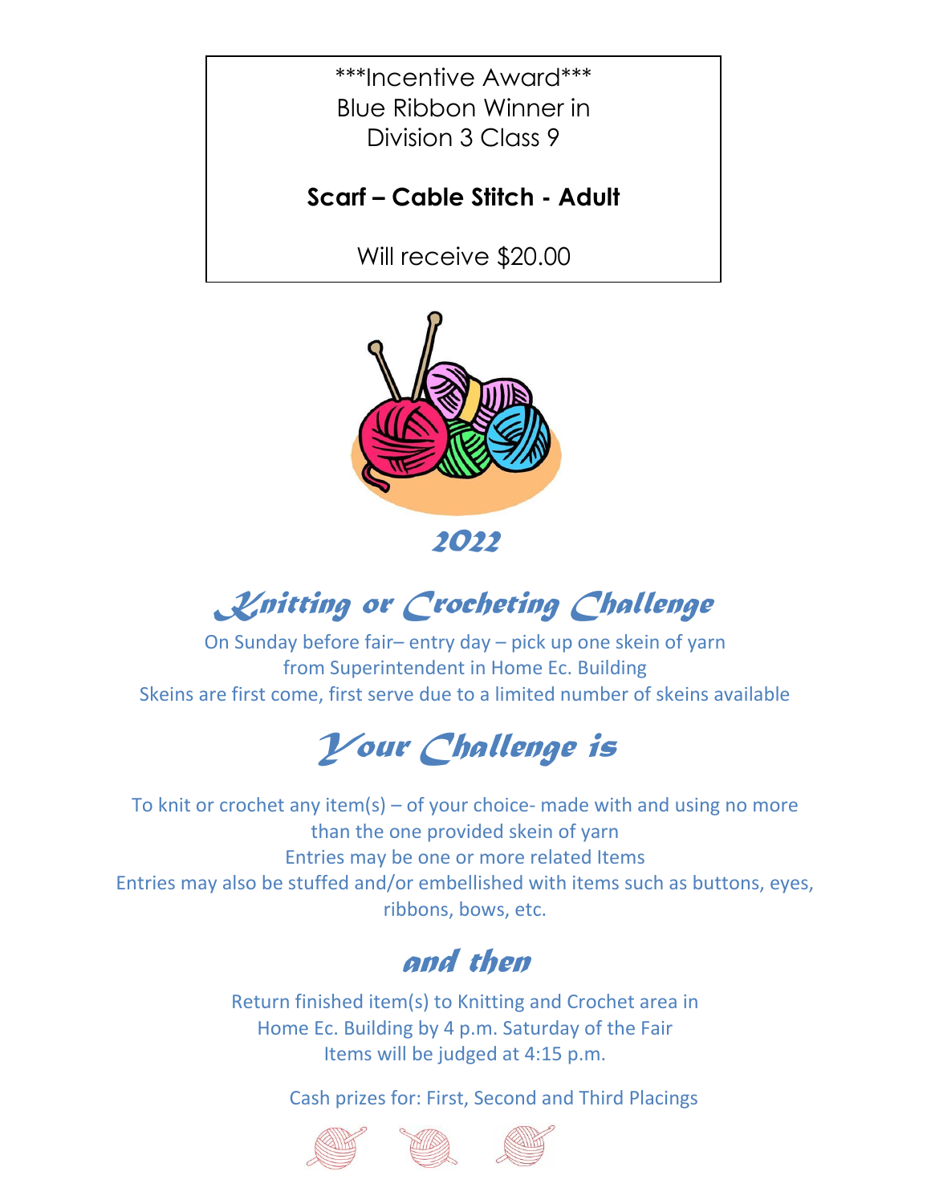***Incentive Award***
Blue Ribbon Winner in
Division 3 Class 9

**Scarf – Cable Stitch - Adult**

Will receive $20.00

2022

# *Knitting or Crocheting Challenge*

On Sunday before fair– entry day – pick up one skein of yarn
from Superintendent in Home Ec. Building
Skeins are first come, first serve due to a limited number of skeins available

## *Your Challenge is*

To knit or crochet any item(s) – of your choice- made with and using no more than the one provided skein of yarn
Entries may be one or more related Items
Entries may also be stuffed and/or embellished with items such as buttons, eyes, ribbons, bows, etc.

## *and then*

Return finished item(s) to Knitting and Crochet area in
Home Ec. Building by 4 p.m. Saturday of the Fair
Items will be judged at 4:15 p.m.

Cash prizes for: First, Second and Third Placings